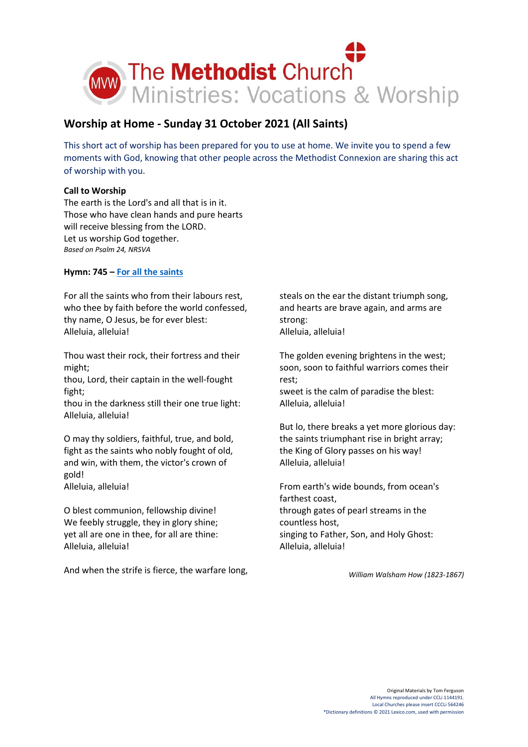The Methodist Church
Ministries: Vocations & Worship

# Worship at Home - Sunday 31 October 2021 (All Saints)

This short act of worship has been prepared for you to use at home. We invite you to spend a few moments with God, knowing that other people across the Methodist Connexion are sharing this act of worship with you.

**Call to Worship**
The earth is the Lord's and all that is in it.
Those who have clean hands and pure hearts
will receive blessing from the LORD.
Let us worship God together.
*Based on Psalm 24, NRSVA*

**Hymn: 745 – For all the saints**

For all the saints who from their labours rest,
who thee by faith before the world confessed,
thy name, O Jesus, be for ever blest:
Alleluia, alleluia!

Thou wast their rock, their fortress and their might;
thou, Lord, their captain in the well-fought fight;
thou in the darkness still their one true light:
Alleluia, alleluia!

O may thy soldiers, faithful, true, and bold,
fight as the saints who nobly fought of old,
and win, with them, the victor's crown of gold!
Alleluia, alleluia!

O blest communion, fellowship divine!
We feebly struggle, they in glory shine;
yet all are one in thee, for all are thine:
Alleluia, alleluia!

And when the strife is fierce, the warfare long,
steals on the ear the distant triumph song,
and hearts are brave again, and arms are strong:
Alleluia, alleluia!

The golden evening brightens in the west;
soon, soon to faithful warriors comes their rest;
sweet is the calm of paradise the blest:
Alleluia, alleluia!

But lo, there breaks a yet more glorious day:
the saints triumphant rise in bright array;
the King of Glory passes on his way!
Alleluia, alleluia!

From earth's wide bounds, from ocean's farthest coast,
through gates of pearl streams in the countless host,
singing to Father, Son, and Holy Ghost:
Alleluia, alleluia!

*William Walsham How (1823-1867)*

Original Materials by Tom Ferguson
All Hymns reproduced under CCLi 1144191.
Local Churches please insert CCCLi 564246
*Dictionary definitions © 2021 Lexico.com, used with permission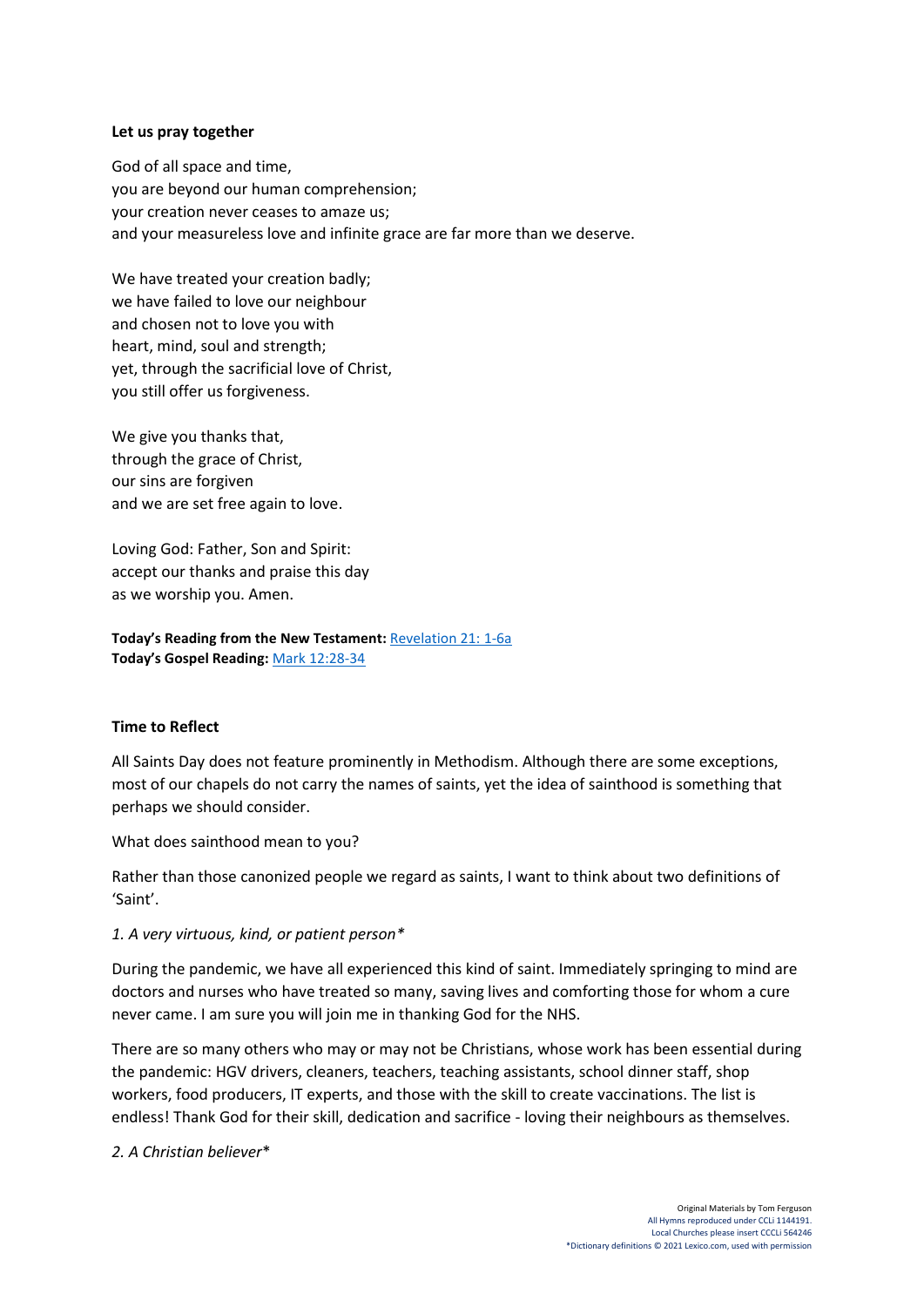**Let us pray together**

God of all space and time,
you are beyond our human comprehension;
your creation never ceases to amaze us;
and your measureless love and infinite grace are far more than we deserve.

We have treated your creation badly;
we have failed to love our neighbour
and chosen not to love you with
heart, mind, soul and strength;
yet, through the sacrificial love of Christ,
you still offer us forgiveness.

We give you thanks that,
through the grace of Christ,
our sins are forgiven
and we are set free again to love.

Loving God: Father, Son and Spirit:
accept our thanks and praise this day
as we worship you. Amen.

**Today's Reading from the New Testament:** [Revelation 21: 1-6a]
**Today's Gospel Reading:** [Mark 12:28-34]

**Time to Reflect**

All Saints Day does not feature prominently in Methodism. Although there are some exceptions, most of our chapels do not carry the names of saints, yet the idea of sainthood is something that perhaps we should consider.

What does sainthood mean to you?

Rather than those canonized people we regard as saints, I want to think about two definitions of 'Saint'.

*1. A very virtuous, kind, or patient person**

During the pandemic, we have all experienced this kind of saint. Immediately springing to mind are doctors and nurses who have treated so many, saving lives and comforting those for whom a cure never came. I am sure you will join me in thanking God for the NHS.

There are so many others who may or may not be Christians, whose work has been essential during the pandemic: HGV drivers, cleaners, teachers, teaching assistants, school dinner staff, shop workers, food producers, IT experts, and those with the skill to create vaccinations. The list is endless! Thank God for their skill, dedication and sacrifice - loving their neighbours as themselves.

*2. A Christian believer**

Original Materials by Tom Ferguson
All Hymns reproduced under CCLi 1144191.
Local Churches please insert CCCLi 564246
*Dictionary definitions © 2021 Lexico.com, used with permission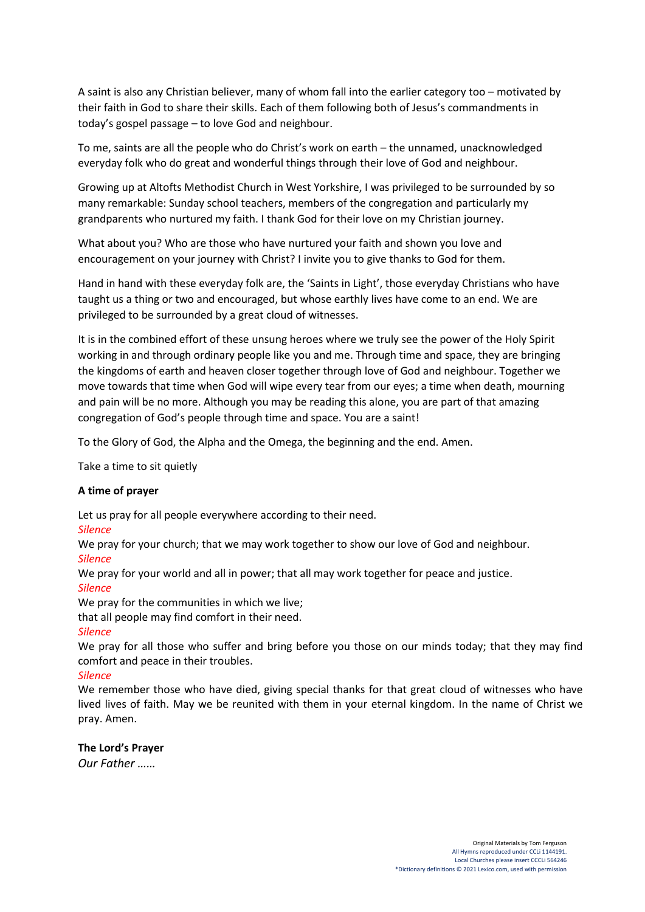A saint is also any Christian believer, many of whom fall into the earlier category too – motivated by their faith in God to share their skills. Each of them following both of Jesus's commandments in today's gospel passage – to love God and neighbour.

To me, saints are all the people who do Christ's work on earth – the unnamed, unacknowledged everyday folk who do great and wonderful things through their love of God and neighbour.

Growing up at Altofts Methodist Church in West Yorkshire, I was privileged to be surrounded by so many remarkable: Sunday school teachers, members of the congregation and particularly my grandparents who nurtured my faith. I thank God for their love on my Christian journey.

What about you? Who are those who have nurtured your faith and shown you love and encouragement on your journey with Christ? I invite you to give thanks to God for them.

Hand in hand with these everyday folk are, the 'Saints in Light', those everyday Christians who have taught us a thing or two and encouraged, but whose earthly lives have come to an end. We are privileged to be surrounded by a great cloud of witnesses.

It is in the combined effort of these unsung heroes where we truly see the power of the Holy Spirit working in and through ordinary people like you and me. Through time and space, they are bringing the kingdoms of earth and heaven closer together through love of God and neighbour. Together we move towards that time when God will wipe every tear from our eyes; a time when death, mourning and pain will be no more. Although you may be reading this alone, you are part of that amazing congregation of God's people through time and space. You are a saint!

To the Glory of God, the Alpha and the Omega, the beginning and the end. Amen.

Take a time to sit quietly

**A time of prayer**

Let us pray for all people everywhere according to their need.
*Silence*
We pray for your church; that we may work together to show our love of God and neighbour.
*Silence*
We pray for your world and all in power; that all may work together for peace and justice.
*Silence*
We pray for the communities in which we live;
that all people may find comfort in their need.
*Silence*
We pray for all those who suffer and bring before you those on our minds today; that they may find comfort and peace in their troubles.
*Silence*
We remember those who have died, giving special thanks for that great cloud of witnesses who have lived lives of faith. May we be reunited with them in your eternal kingdom. In the name of Christ we pray. Amen.

**The Lord's Prayer**
*Our Father ……*

Original Materials by Tom Ferguson
All Hymns reproduced under CCLi 1144191.
Local Churches please insert CCCLi 564246
*Dictionary definitions © 2021 Lexico.com, used with permission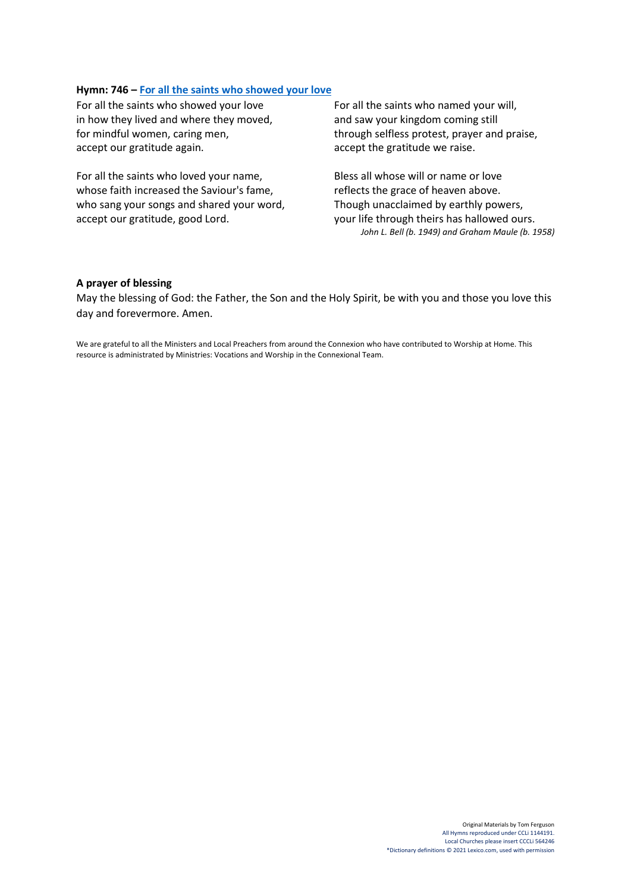**Hymn: 746 – For all the saints who showed your love**

For all the saints who showed your love
in how they lived and where they moved,
for mindful women, caring men,
accept our gratitude again.

For all the saints who loved your name,
whose faith increased the Saviour's fame,
who sang your songs and shared your word,
accept our gratitude, good Lord.

For all the saints who named your will,
and saw your kingdom coming still
through selfless protest, prayer and praise,
accept the gratitude we raise.

Bless all whose will or name or love
reflects the grace of heaven above.
Though unacclaimed by earthly powers,
your life through theirs has hallowed ours.

*John L. Bell (b. 1949) and Graham Maule (b. 1958)*

**A prayer of blessing**

May the blessing of God: the Father, the Son and the Holy Spirit, be with you and those you love this day and forevermore. Amen.

We are grateful to all the Ministers and Local Preachers from around the Connexion who have contributed to Worship at Home. This resource is administrated by Ministries: Vocations and Worship in the Connexional Team.

Original Materials by Tom Ferguson
All Hymns reproduced under CCLi 1144191.
Local Churches please insert CCCLi 564246
*Dictionary definitions © 2021 Lexico.com, used with permission